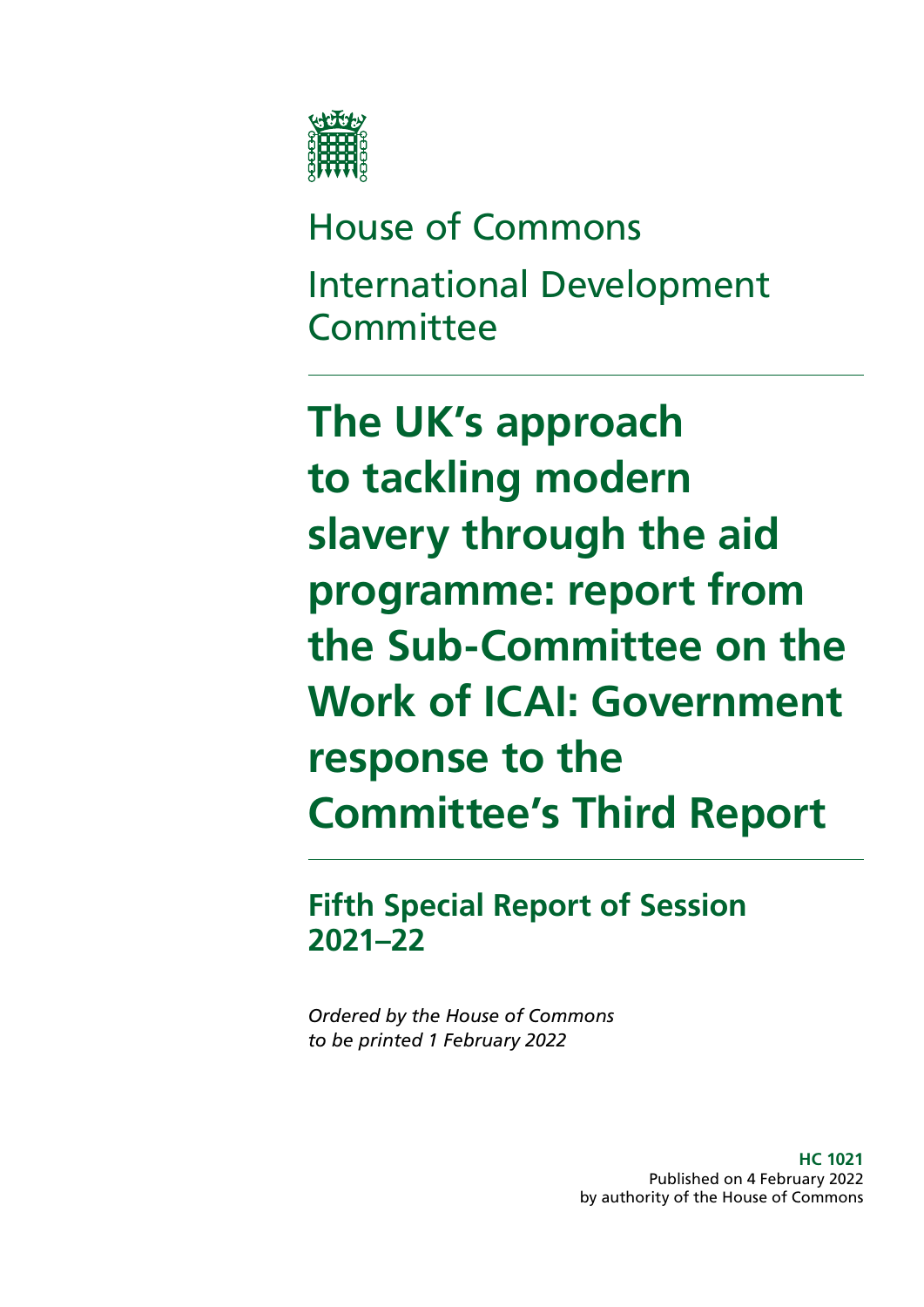House of Commons

International Development Committee

# The UK's approach to tackling modern slavery through the aid programme: report from the Sub-Committee on the Work of ICAI: Government response to the Committee's Third Report

## Fifth Special Report of Session 2021–22

*Ordered by the House of Commons to be printed 1 February 2022*

**HC 1021**
Published on 4 February 2022
by authority of the House of Commons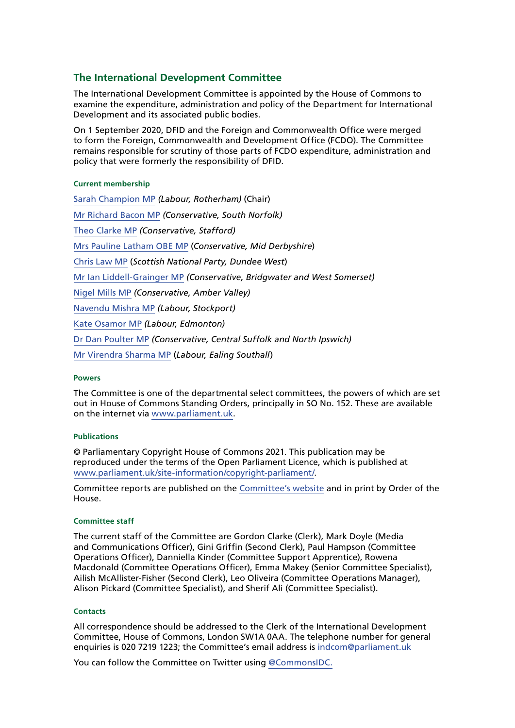## The International Development Committee

The International Development Committee is appointed by the House of Commons to examine the expenditure, administration and policy of the Department for International Development and its associated public bodies.

On 1 September 2020, DFID and the Foreign and Commonwealth Office were merged to form the Foreign, Commonwealth and Development Office (FCDO). The Committee remains responsible for scrutiny of those parts of FCDO expenditure, administration and policy that were formerly the responsibility of DFID.

#### Current membership

Sarah Champion MP *(Labour, Rotherham)* (Chair)

Mr Richard Bacon MP *(Conservative, South Norfolk)*

Theo Clarke MP *(Conservative, Stafford)*

Mrs Pauline Latham OBE MP (*Conservative, Mid Derbyshire*)

Chris Law MP (*Scottish National Party, Dundee West*)

Mr Ian Liddell-Grainger MP *(Conservative, Bridgwater and West Somerset)*

Nigel Mills MP *(Conservative, Amber Valley)*

Navendu Mishra MP *(Labour, Stockport)*

Kate Osamor MP *(Labour, Edmonton)*

Dr Dan Poulter MP *(Conservative, Central Suffolk and North Ipswich)*

Mr Virendra Sharma MP (*Labour, Ealing Southall*)

#### Powers

The Committee is one of the departmental select committees, the powers of which are set out in House of Commons Standing Orders, principally in SO No. 152. These are available on the internet via www.parliament.uk.

#### Publications

© Parliamentary Copyright House of Commons 2021. This publication may be reproduced under the terms of the Open Parliament Licence, which is published at www.parliament.uk/site-information/copyright-parliament/.

Committee reports are published on the Committee's website and in print by Order of the House.

#### Committee staff

The current staff of the Committee are Gordon Clarke (Clerk), Mark Doyle (Media and Communications Officer), Gini Griffin (Second Clerk), Paul Hampson (Committee Operations Officer), Danniella Kinder (Committee Support Apprentice), Rowena Macdonald (Committee Operations Officer), Emma Makey (Senior Committee Specialist), Ailish McAllister-Fisher (Second Clerk), Leo Oliveira (Committee Operations Manager), Alison Pickard (Committee Specialist), and Sherif Ali (Committee Specialist).

#### Contacts

All correspondence should be addressed to the Clerk of the International Development Committee, House of Commons, London SW1A 0AA. The telephone number for general enquiries is 020 7219 1223; the Committee's email address is indcom@parliament.uk

You can follow the Committee on Twitter using @CommonsIDC.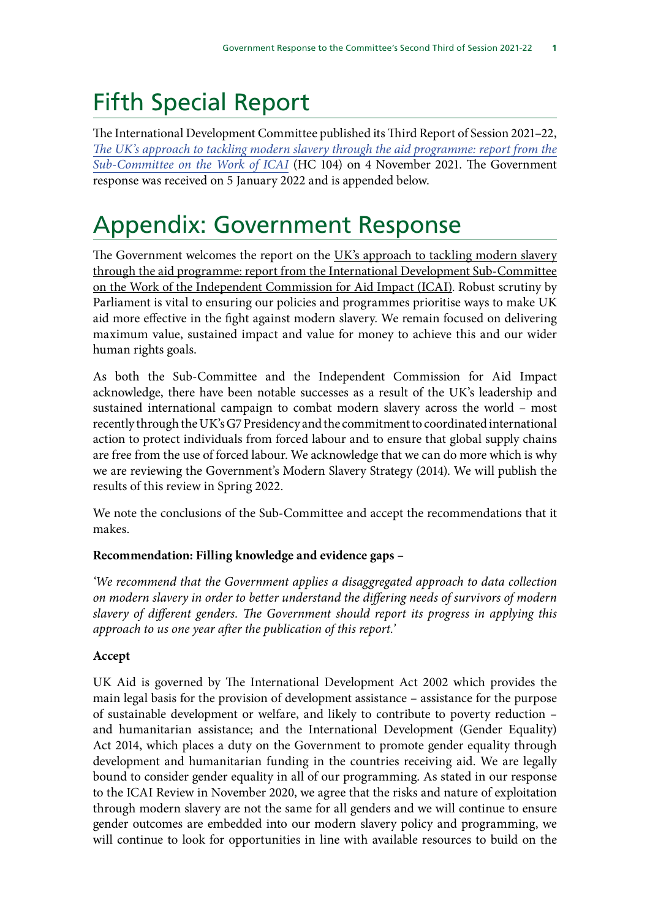# Fifth Special Report

The International Development Committee published its Third Report of Session 2021–22, *The UK's approach to tackling modern slavery through the aid programme: report from the Sub-Committee on the Work of ICAI* (HC 104) on 4 November 2021. The Government response was received on 5 January 2022 and is appended below.

# Appendix: Government Response

The Government welcomes the report on the UK's approach to tackling modern slavery through the aid programme: report from the International Development Sub-Committee on the Work of the Independent Commission for Aid Impact (ICAI). Robust scrutiny by Parliament is vital to ensuring our policies and programmes prioritise ways to make UK aid more effective in the fight against modern slavery. We remain focused on delivering maximum value, sustained impact and value for money to achieve this and our wider human rights goals.

As both the Sub-Committee and the Independent Commission for Aid Impact acknowledge, there have been notable successes as a result of the UK's leadership and sustained international campaign to combat modern slavery across the world – most recently through the UK's G7 Presidency and the commitment to coordinated international action to protect individuals from forced labour and to ensure that global supply chains are free from the use of forced labour. We acknowledge that we can do more which is why we are reviewing the Government's Modern Slavery Strategy (2014). We will publish the results of this review in Spring 2022.

We note the conclusions of the Sub-Committee and accept the recommendations that it makes.

**Recommendation: Filling knowledge and evidence gaps –**

*'We recommend that the Government applies a disaggregated approach to data collection on modern slavery in order to better understand the differing needs of survivors of modern slavery of different genders. The Government should report its progress in applying this approach to us one year after the publication of this report.'*

**Accept**

UK Aid is governed by The International Development Act 2002 which provides the main legal basis for the provision of development assistance – assistance for the purpose of sustainable development or welfare, and likely to contribute to poverty reduction – and humanitarian assistance; and the International Development (Gender Equality) Act 2014, which places a duty on the Government to promote gender equality through development and humanitarian funding in the countries receiving aid. We are legally bound to consider gender equality in all of our programming. As stated in our response to the ICAI Review in November 2020, we agree that the risks and nature of exploitation through modern slavery are not the same for all genders and we will continue to ensure gender outcomes are embedded into our modern slavery policy and programming, we will continue to look for opportunities in line with available resources to build on the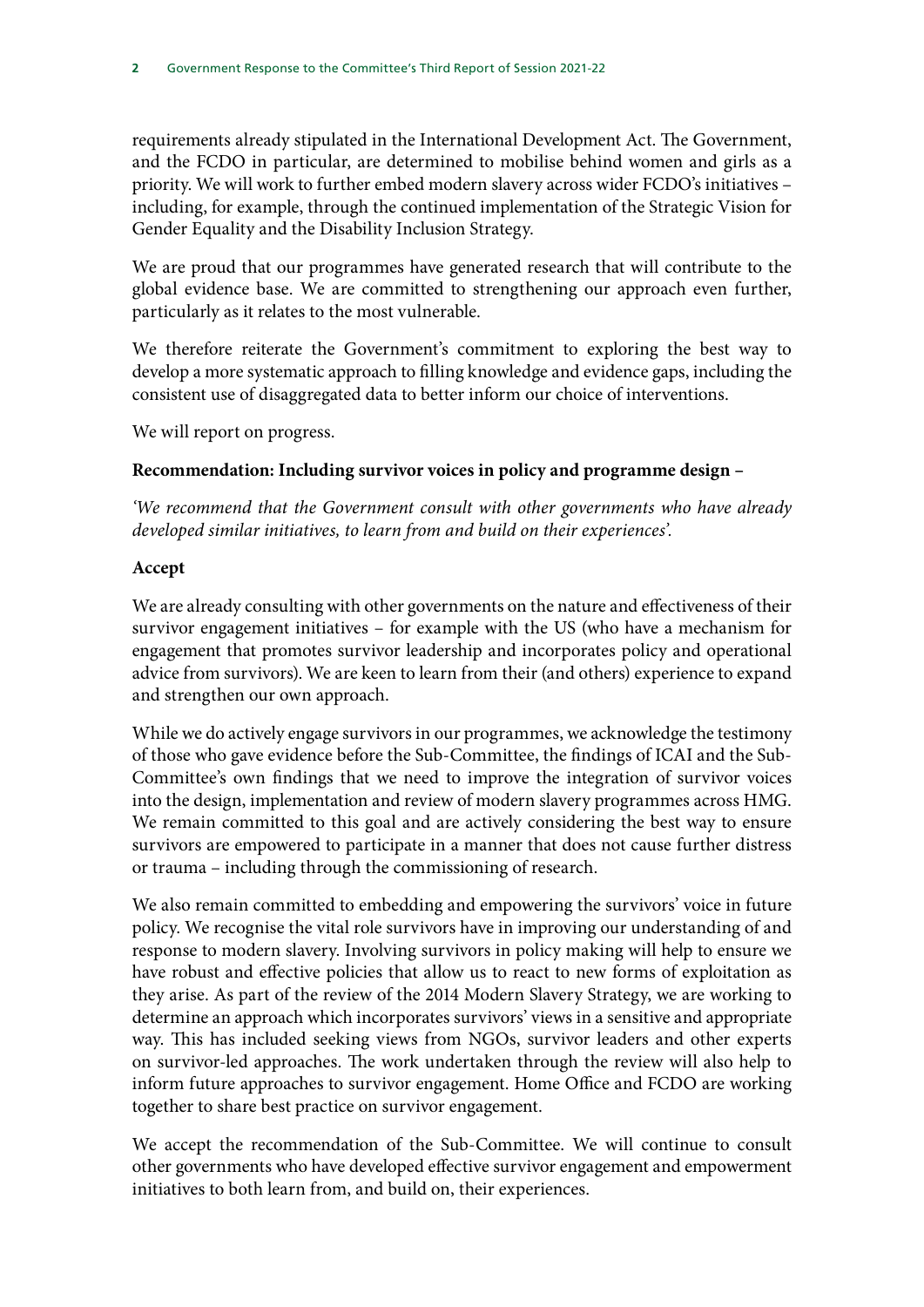requirements already stipulated in the International Development Act. The Government, and the FCDO in particular, are determined to mobilise behind women and girls as a priority. We will work to further embed modern slavery across wider FCDO's initiatives – including, for example, through the continued implementation of the Strategic Vision for Gender Equality and the Disability Inclusion Strategy.

We are proud that our programmes have generated research that will contribute to the global evidence base. We are committed to strengthening our approach even further, particularly as it relates to the most vulnerable.

We therefore reiterate the Government's commitment to exploring the best way to develop a more systematic approach to filling knowledge and evidence gaps, including the consistent use of disaggregated data to better inform our choice of interventions.

We will report on progress.

**Recommendation: Including survivor voices in policy and programme design –**

*'We recommend that the Government consult with other governments who have already developed similar initiatives, to learn from and build on their experiences'.*

**Accept**

We are already consulting with other governments on the nature and effectiveness of their survivor engagement initiatives – for example with the US (who have a mechanism for engagement that promotes survivor leadership and incorporates policy and operational advice from survivors). We are keen to learn from their (and others) experience to expand and strengthen our own approach.

While we do actively engage survivors in our programmes, we acknowledge the testimony of those who gave evidence before the Sub-Committee, the findings of ICAI and the Sub-Committee's own findings that we need to improve the integration of survivor voices into the design, implementation and review of modern slavery programmes across HMG. We remain committed to this goal and are actively considering the best way to ensure survivors are empowered to participate in a manner that does not cause further distress or trauma – including through the commissioning of research.

We also remain committed to embedding and empowering the survivors' voice in future policy. We recognise the vital role survivors have in improving our understanding of and response to modern slavery. Involving survivors in policy making will help to ensure we have robust and effective policies that allow us to react to new forms of exploitation as they arise. As part of the review of the 2014 Modern Slavery Strategy, we are working to determine an approach which incorporates survivors' views in a sensitive and appropriate way. This has included seeking views from NGOs, survivor leaders and other experts on survivor-led approaches. The work undertaken through the review will also help to inform future approaches to survivor engagement. Home Office and FCDO are working together to share best practice on survivor engagement.

We accept the recommendation of the Sub-Committee. We will continue to consult other governments who have developed effective survivor engagement and empowerment initiatives to both learn from, and build on, their experiences.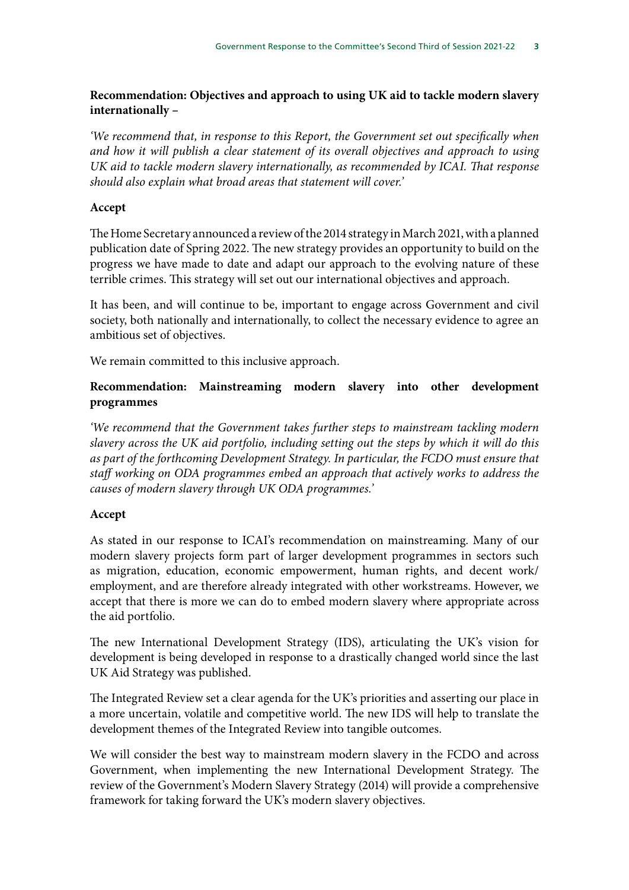**Recommendation: Objectives and approach to using UK aid to tackle modern slavery internationally –**

*'We recommend that, in response to this Report, the Government set out specifically when and how it will publish a clear statement of its overall objectives and approach to using UK aid to tackle modern slavery internationally, as recommended by ICAI. That response should also explain what broad areas that statement will cover.'*

**Accept**

The Home Secretary announced a review of the 2014 strategy in March 2021, with a planned publication date of Spring 2022. The new strategy provides an opportunity to build on the progress we have made to date and adapt our approach to the evolving nature of these terrible crimes. This strategy will set out our international objectives and approach.

It has been, and will continue to be, important to engage across Government and civil society, both nationally and internationally, to collect the necessary evidence to agree an ambitious set of objectives.

We remain committed to this inclusive approach.

**Recommendation: Mainstreaming modern slavery into other development programmes**

*'We recommend that the Government takes further steps to mainstream tackling modern slavery across the UK aid portfolio, including setting out the steps by which it will do this as part of the forthcoming Development Strategy. In particular, the FCDO must ensure that staff working on ODA programmes embed an approach that actively works to address the causes of modern slavery through UK ODA programmes.'*

**Accept**

As stated in our response to ICAI's recommendation on mainstreaming. Many of our modern slavery projects form part of larger development programmes in sectors such as migration, education, economic empowerment, human rights, and decent work/employment, and are therefore already integrated with other workstreams. However, we accept that there is more we can do to embed modern slavery where appropriate across the aid portfolio.

The new International Development Strategy (IDS), articulating the UK's vision for development is being developed in response to a drastically changed world since the last UK Aid Strategy was published.

The Integrated Review set a clear agenda for the UK's priorities and asserting our place in a more uncertain, volatile and competitive world. The new IDS will help to translate the development themes of the Integrated Review into tangible outcomes.

We will consider the best way to mainstream modern slavery in the FCDO and across Government, when implementing the new International Development Strategy. The review of the Government's Modern Slavery Strategy (2014) will provide a comprehensive framework for taking forward the UK's modern slavery objectives.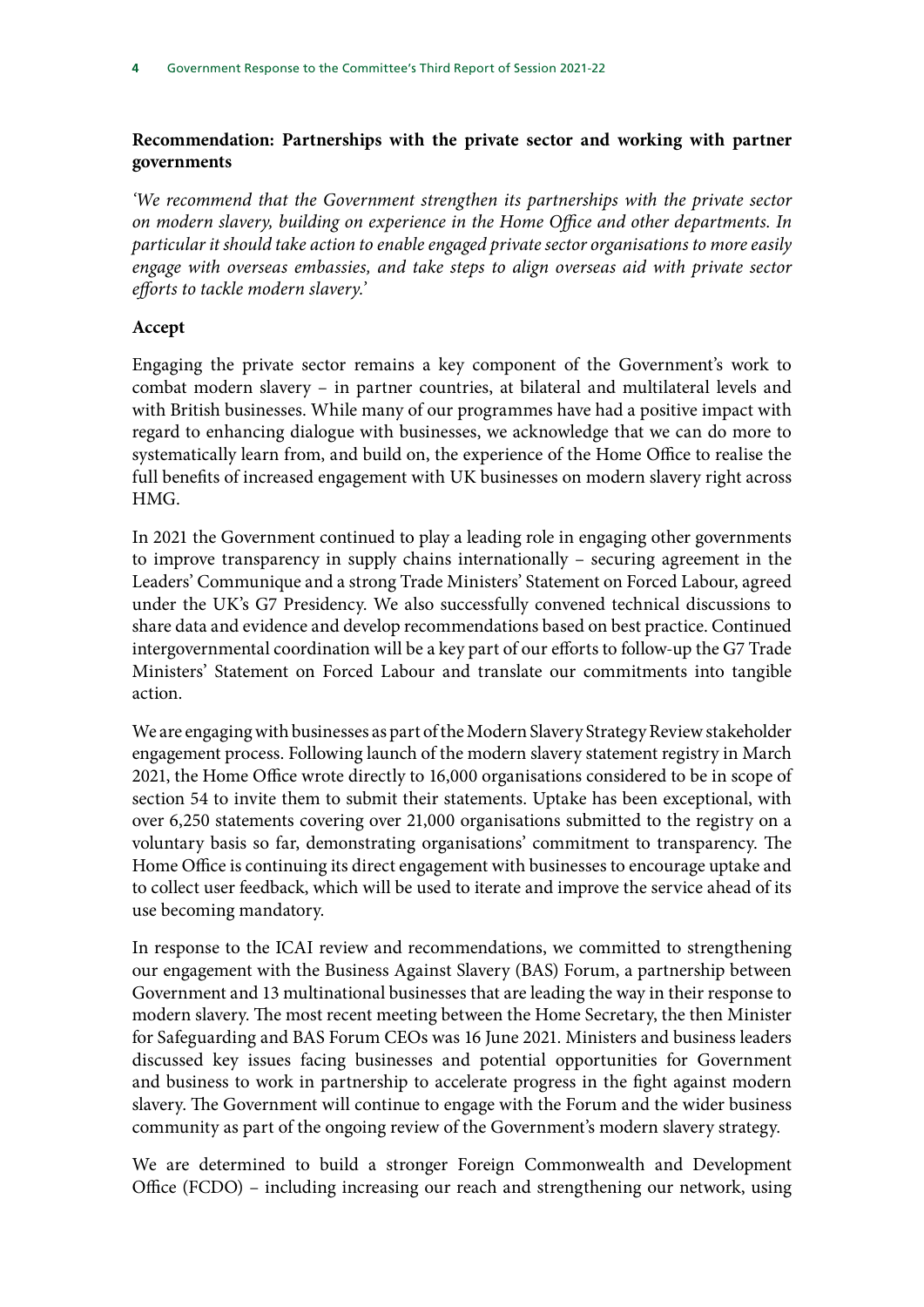**Recommendation: Partnerships with the private sector and working with partner governments**

*'We recommend that the Government strengthen its partnerships with the private sector on modern slavery, building on experience in the Home Office and other departments. In particular it should take action to enable engaged private sector organisations to more easily engage with overseas embassies, and take steps to align overseas aid with private sector efforts to tackle modern slavery.'*

**Accept**

Engaging the private sector remains a key component of the Government's work to combat modern slavery – in partner countries, at bilateral and multilateral levels and with British businesses. While many of our programmes have had a positive impact with regard to enhancing dialogue with businesses, we acknowledge that we can do more to systematically learn from, and build on, the experience of the Home Office to realise the full benefits of increased engagement with UK businesses on modern slavery right across HMG.

In 2021 the Government continued to play a leading role in engaging other governments to improve transparency in supply chains internationally – securing agreement in the Leaders' Communique and a strong Trade Ministers' Statement on Forced Labour, agreed under the UK's G7 Presidency. We also successfully convened technical discussions to share data and evidence and develop recommendations based on best practice. Continued intergovernmental coordination will be a key part of our efforts to follow-up the G7 Trade Ministers' Statement on Forced Labour and translate our commitments into tangible action.

We are engaging with businesses as part of the Modern Slavery Strategy Review stakeholder engagement process. Following launch of the modern slavery statement registry in March 2021, the Home Office wrote directly to 16,000 organisations considered to be in scope of section 54 to invite them to submit their statements. Uptake has been exceptional, with over 6,250 statements covering over 21,000 organisations submitted to the registry on a voluntary basis so far, demonstrating organisations' commitment to transparency. The Home Office is continuing its direct engagement with businesses to encourage uptake and to collect user feedback, which will be used to iterate and improve the service ahead of its use becoming mandatory.

In response to the ICAI review and recommendations, we committed to strengthening our engagement with the Business Against Slavery (BAS) Forum, a partnership between Government and 13 multinational businesses that are leading the way in their response to modern slavery. The most recent meeting between the Home Secretary, the then Minister for Safeguarding and BAS Forum CEOs was 16 June 2021. Ministers and business leaders discussed key issues facing businesses and potential opportunities for Government and business to work in partnership to accelerate progress in the fight against modern slavery. The Government will continue to engage with the Forum and the wider business community as part of the ongoing review of the Government's modern slavery strategy.

We are determined to build a stronger Foreign Commonwealth and Development Office (FCDO) – including increasing our reach and strengthening our network, using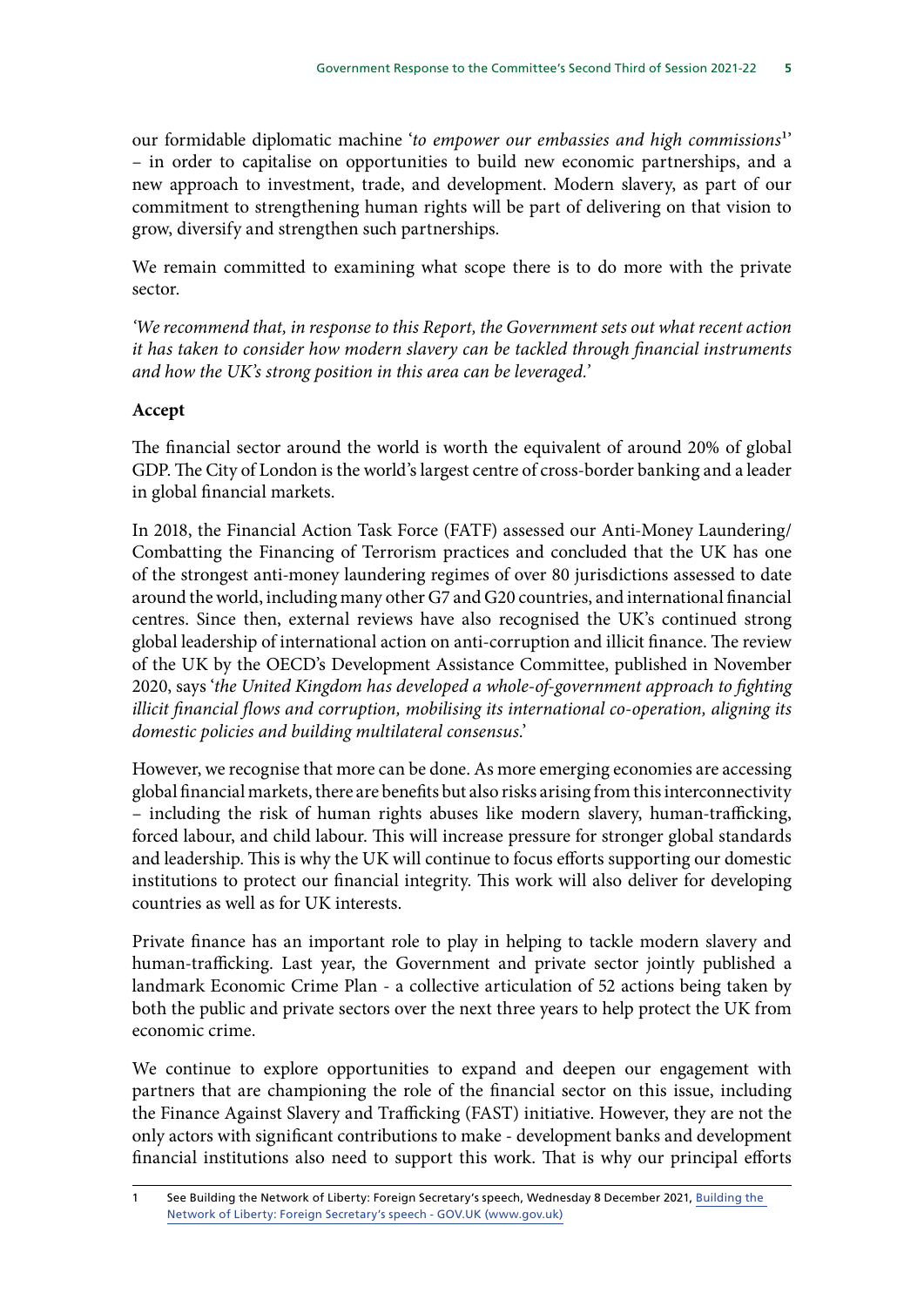our formidable diplomatic machine '*to empower our embassies and high commissions*[1]' – in order to capitalise on opportunities to build new economic partnerships, and a new approach to investment, trade, and development. Modern slavery, as part of our commitment to strengthening human rights will be part of delivering on that vision to grow, diversify and strengthen such partnerships.

We remain committed to examining what scope there is to do more with the private sector.

*'We recommend that, in response to this Report, the Government sets out what recent action it has taken to consider how modern slavery can be tackled through financial instruments and how the UK's strong position in this area can be leveraged.'*

**Accept**

The financial sector around the world is worth the equivalent of around 20% of global GDP. The City of London is the world's largest centre of cross-border banking and a leader in global financial markets.

In 2018, the Financial Action Task Force (FATF) assessed our Anti-Money Laundering/Combatting the Financing of Terrorism practices and concluded that the UK has one of the strongest anti-money laundering regimes of over 80 jurisdictions assessed to date around the world, including many other G7 and G20 countries, and international financial centres. Since then, external reviews have also recognised the UK's continued strong global leadership of international action on anti-corruption and illicit finance. The review of the UK by the OECD's Development Assistance Committee, published in November 2020, says '*the United Kingdom has developed a whole-of-government approach to fighting illicit financial flows and corruption, mobilising its international co-operation, aligning its domestic policies and building multilateral consensus.*'

However, we recognise that more can be done. As more emerging economies are accessing global financial markets, there are benefits but also risks arising from this interconnectivity – including the risk of human rights abuses like modern slavery, human-trafficking, forced labour, and child labour. This will increase pressure for stronger global standards and leadership. This is why the UK will continue to focus efforts supporting our domestic institutions to protect our financial integrity. This work will also deliver for developing countries as well as for UK interests.

Private finance has an important role to play in helping to tackle modern slavery and human-trafficking. Last year, the Government and private sector jointly published a landmark Economic Crime Plan - a collective articulation of 52 actions being taken by both the public and private sectors over the next three years to help protect the UK from economic crime.

We continue to explore opportunities to expand and deepen our engagement with partners that are championing the role of the financial sector on this issue, including the Finance Against Slavery and Trafficking (FAST) initiative. However, they are not the only actors with significant contributions to make - development banks and development financial institutions also need to support this work. That is why our principal efforts

---

1 See Building the Network of Liberty: Foreign Secretary's speech, Wednesday 8 December 2021, [Building the Network of Liberty: Foreign Secretary's speech - GOV.UK (www.gov.uk)](https://www.gov.uk)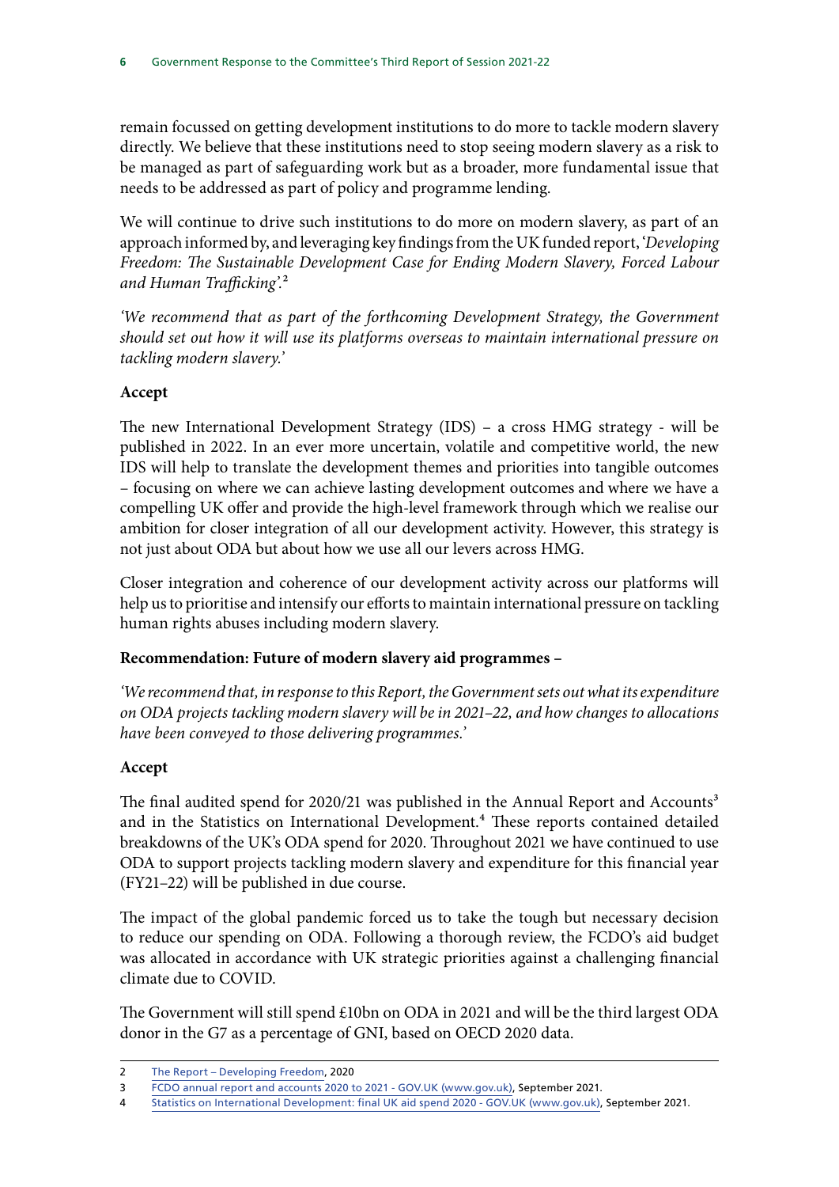remain focussed on getting development institutions to do more to tackle modern slavery directly. We believe that these institutions need to stop seeing modern slavery as a risk to be managed as part of safeguarding work but as a broader, more fundamental issue that needs to be addressed as part of policy and programme lending.

We will continue to drive such institutions to do more on modern slavery, as part of an approach informed by, and leveraging key findings from the UK funded report, '*Developing Freedom: The Sustainable Development Case for Ending Modern Slavery, Forced Labour and Human Trafficking*'.[2]

*'We recommend that as part of the forthcoming Development Strategy, the Government should set out how it will use its platforms overseas to maintain international pressure on tackling modern slavery.'*

**Accept**

The new International Development Strategy (IDS) – a cross HMG strategy - will be published in 2022. In an ever more uncertain, volatile and competitive world, the new IDS will help to translate the development themes and priorities into tangible outcomes – focusing on where we can achieve lasting development outcomes and where we have a compelling UK offer and provide the high-level framework through which we realise our ambition for closer integration of all our development activity. However, this strategy is not just about ODA but about how we use all our levers across HMG.

Closer integration and coherence of our development activity across our platforms will help us to prioritise and intensify our efforts to maintain international pressure on tackling human rights abuses including modern slavery.

**Recommendation: Future of modern slavery aid programmes –**

*'We recommend that, in response to this Report, the Government sets out what its expenditure on ODA projects tackling modern slavery will be in 2021–22, and how changes to allocations have been conveyed to those delivering programmes.'*

**Accept**

The final audited spend for 2020/21 was published in the Annual Report and Accounts[3] and in the Statistics on International Development.[4] These reports contained detailed breakdowns of the UK's ODA spend for 2020. Throughout 2021 we have continued to use ODA to support projects tackling modern slavery and expenditure for this financial year (FY21–22) will be published in due course.

The impact of the global pandemic forced us to take the tough but necessary decision to reduce our spending on ODA. Following a thorough review, the FCDO's aid budget was allocated in accordance with UK strategic priorities against a challenging financial climate due to COVID.

The Government will still spend £10bn on ODA in 2021 and will be the third largest ODA donor in the G7 as a percentage of GNI, based on OECD 2020 data.

---

2 The Report – Developing Freedom, 2020

3 FCDO annual report and accounts 2020 to 2021 - GOV.UK (www.gov.uk), September 2021.

4 Statistics on International Development: final UK aid spend 2020 - GOV.UK (www.gov.uk), September 2021.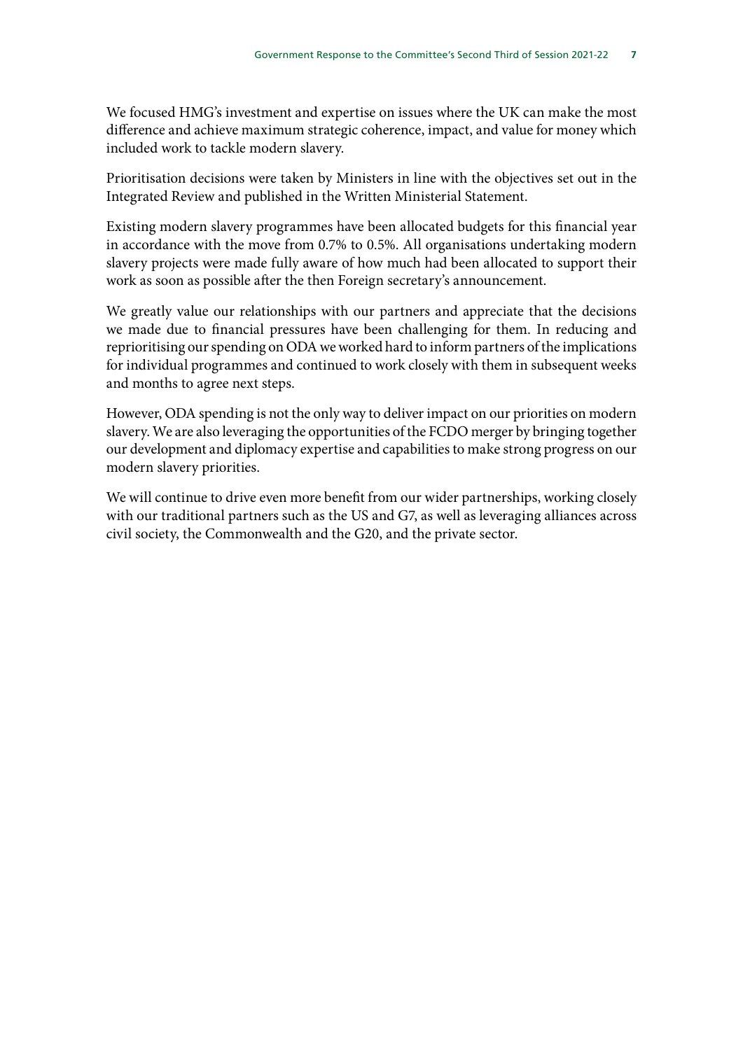We focused HMG's investment and expertise on issues where the UK can make the most difference and achieve maximum strategic coherence, impact, and value for money which included work to tackle modern slavery.

Prioritisation decisions were taken by Ministers in line with the objectives set out in the Integrated Review and published in the Written Ministerial Statement.

Existing modern slavery programmes have been allocated budgets for this financial year in accordance with the move from 0.7% to 0.5%. All organisations undertaking modern slavery projects were made fully aware of how much had been allocated to support their work as soon as possible after the then Foreign secretary's announcement.

We greatly value our relationships with our partners and appreciate that the decisions we made due to financial pressures have been challenging for them. In reducing and reprioritising our spending on ODA we worked hard to inform partners of the implications for individual programmes and continued to work closely with them in subsequent weeks and months to agree next steps.

However, ODA spending is not the only way to deliver impact on our priorities on modern slavery. We are also leveraging the opportunities of the FCDO merger by bringing together our development and diplomacy expertise and capabilities to make strong progress on our modern slavery priorities.

We will continue to drive even more benefit from our wider partnerships, working closely with our traditional partners such as the US and G7, as well as leveraging alliances across civil society, the Commonwealth and the G20, and the private sector.